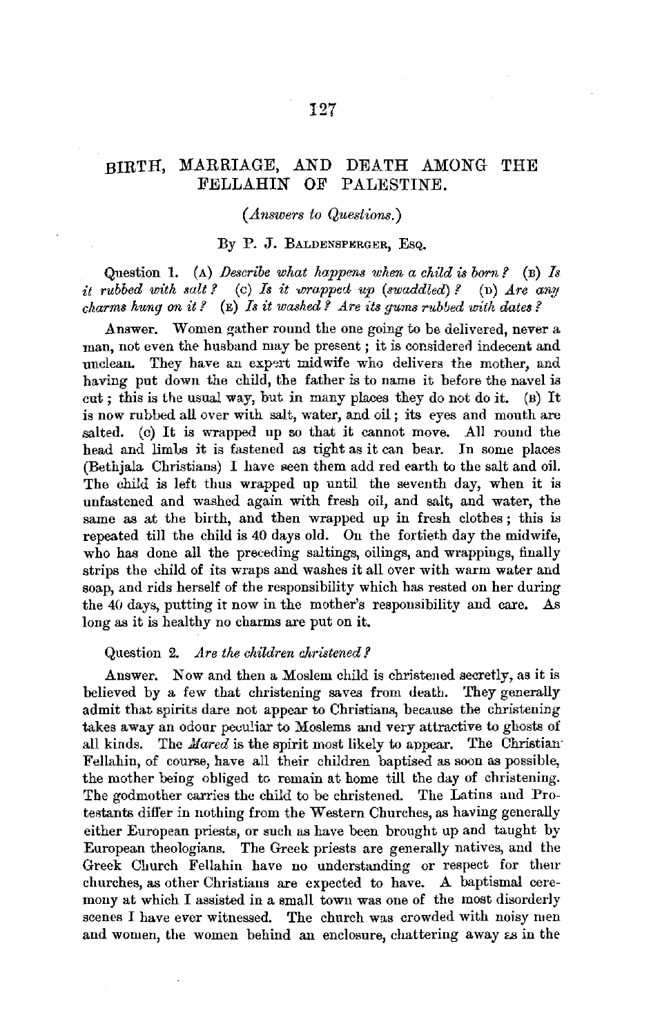# BIRTH, MARRIAGE, AND DEATH AMONG THE FELLAHIN OF PALESTINE.

*(Answers to Questions.)*

By P. J. Baldensperger, Esq.

Question 1. (A) *Describe what happens when a child is born?* (B) *Is it rubbed with salt?* (C) *Is it wrapped up (swaddled)?* (D) *Are any charms hung on it?* (E) *Is it washed? Are its gums rubbed with dates?*

Answer. Women gather round the one going to be delivered, never a man, not even the husband may be present; it is considered indecent and unclean. They have an expert midwife who delivers the mother, and having put down the child, the father is to name it before the navel is cut; this is the usual way, but in many places they do not do it. (B) It is now rubbed all over with salt, water, and oil; its eyes and mouth are salted. (C) It is wrapped up so that it cannot move. All round the head and limbs it is fastened as tight as it can bear. In some places (Bethjala Christians) I have seen them add red earth to the salt and oil. The child is left thus wrapped up until the seventh day, when it is unfastened and washed again with fresh oil, and salt, and water, the same as at the birth, and then wrapped up in fresh clothes; this is repeated till the child is 40 days old. On the fortieth day the midwife, who has done all the preceding saltings, oilings, and wrappings, finally strips the child of its wraps and washes it all over with warm water and soap, and rids herself of the responsibility which has rested on her during the 40 days, putting it now in the mother's responsibility and care. As long as it is healthy no charms are put on it.

Question 2. *Are the children christened?*

Answer. Now and then a Moslem child is christened secretly, as it is believed by a few that christening saves from death. They generally admit that spirits dare not appear to Christians, because the christening takes away an odour peculiar to Moslems and very attractive to ghosts of all kinds. The *Mared* is the spirit most likely to appear. The Christian Fellahin, of course, have all their children baptised as soon as possible, the mother being obliged to remain at home till the day of christening. The godmother carries the child to be christened. The Latins and Protestants differ in nothing from the Western Churches, as having generally either European priests, or such as have been brought up and taught by European theologians. The Greek priests are generally natives, and the Greek Church Fellahin have no understanding or respect for their churches, as other Christians are expected to have. A baptismal ceremony at which I assisted in a small town was one of the most disorderly scenes I have ever witnessed. The church was crowded with noisy men and women, the women behind an enclosure, chattering away as in the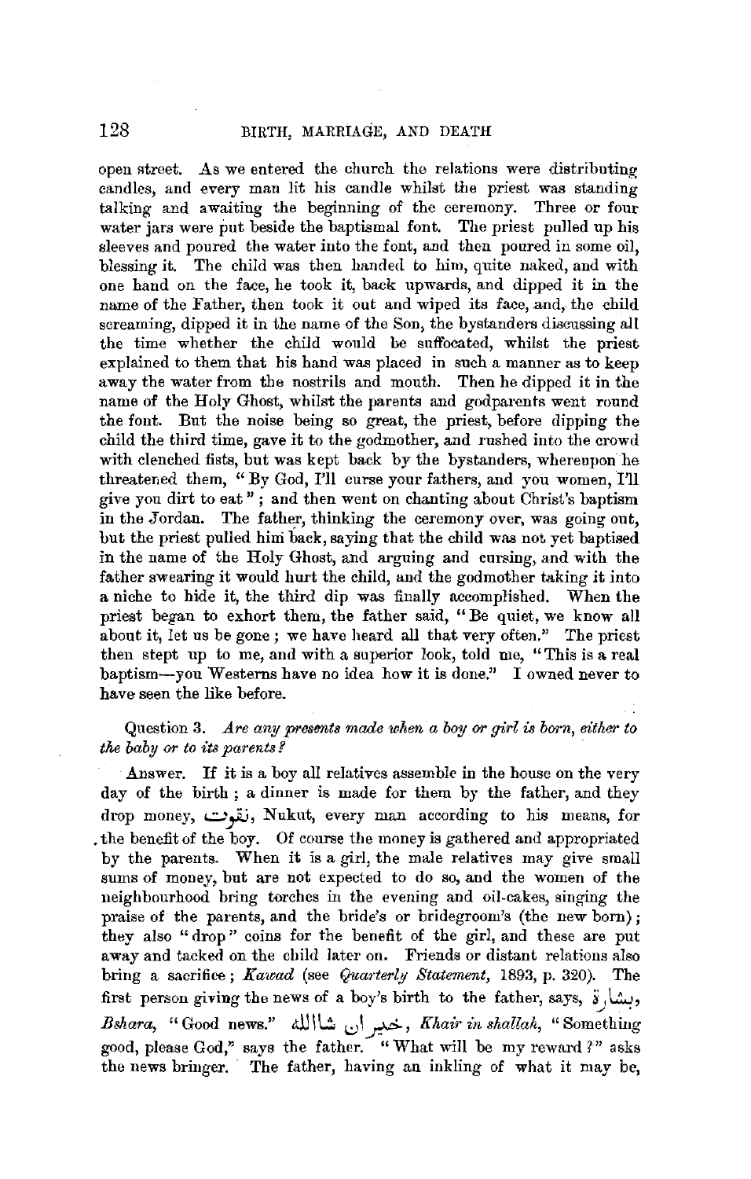open street. As we entered the church the relations were distributing candles, and every man lit his candle whilst the priest was standing talking and awaiting the beginning of the ceremony. Three or four water jars were put beside the baptismal font. The priest pulled up his sleeves and poured the water into the font, and then poured in some oil, blessing it. The child was then handed to him, quite naked, and with one hand on the face, he took it, back upwards, and dipped it in the name of the Father, then took it out and wiped its face, and, the child screaming, dipped it in the name of the Son, the bystanders discussing all the time whether the child would be suffocated, whilst the priest explained to them that his hand was placed in such a manner as to keep away the water from the nostrils and mouth. Then he dipped it in the name of the Holy Ghost, whilst the parents and godparents went round the font. But the noise being so great, the priest, before dipping the child the third time, gave it to the godmother, and rushed into the crowd with clenched fists, but was kept back by the bystanders, whereupon he threatened them, "By God, I'll curse your fathers, and you women, I'll give you dirt to eat"; and then went on chanting about Christ's baptism in the Jordan. The father, thinking the ceremony over, was going out, but the priest pulled him back, saying that the child was not yet baptised in the name of the Holy Ghost, and arguing and cursing, and with the father swearing it would hurt the child, and the godmother taking it into a niche to hide it, the third dip was finally accomplished. When the priest began to exhort them, the father said, "Be quiet, we know all about it, let us be gone; we have heard all that very often." The priest then stept up to me, and with a superior look, told me, "This is a real baptism—you Westerns have no idea how it is done." I owned never to have seen the like before.

Question 3. *Are any presents made when a boy or girl is born, either to the baby or to its parents?*

Answer. If it is a boy all relatives assemble in the house on the very day of the birth; a dinner is made for them by the father, and they drop money, نقوت, Nukut, every man according to his means, for the benefit of the boy. Of course the money is gathered and appropriated by the parents. When it is a girl, the male relatives may give small sums of money, but are not expected to do so, and the women of the neighbourhood bring torches in the evening and oil-cakes, singing the praise of the parents, and the bride's or bridegroom's (the new born); they also "drop" coins for the benefit of the girl, and these are put away and tacked on the child later on. Friends or distant relations also bring a sacrifice; *Kawad* (see *Quarterly Statement,* 1893, p. 320). The first person giving the news of a boy's birth to the father, says, بشارة, *Bshara,* "Good news." خير ان شاالله, *Khair in shallah,* "Something good, please God," says the father. "What will be my reward?" asks the news bringer. The father, having an inkling of what it may be,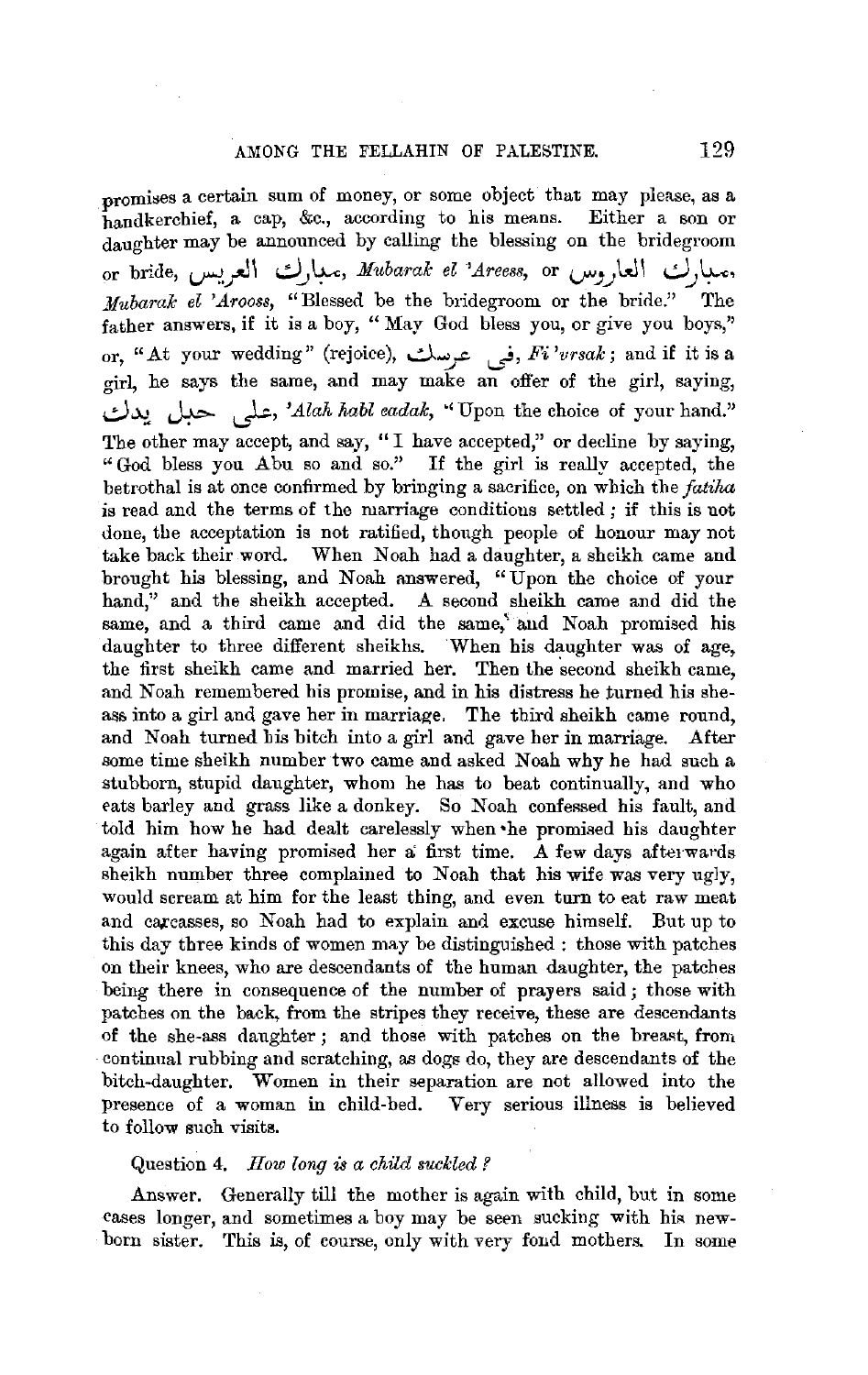promises a certain sum of money, or some object that may please, as a handkerchief, a cap, &c., according to his means. Either a son or daughter may be announced by calling the blessing on the bridegroom or bride, مبارك العريس, *Mubarak el 'Areess*, or مبارك العاروس, *Mubarak el 'Arooss*, "Blessed be the bridegroom or the bride." The father answers, if it is a boy, "May God bless you, or give you boys," or, "At your wedding" (rejoice), في عرسك, *Fi 'ursak*; and if it is a girl, he says the same, and may make an offer of the girl, saying, على حبل يدك, *'Alah habl eadak*, "Upon the choice of your hand." The other may accept, and say, "I have accepted," or decline by saying, "God bless you Abu so and so." If the girl is really accepted, the betrothal is at once confirmed by bringing a sacrifice, on which the *fatiha* is read and the terms of the marriage conditions settled; if this is not done, the acceptation is not ratified, though people of honour may not take back their word. When Noah had a daughter, a sheikh came and brought his blessing, and Noah answered, "Upon the choice of your hand," and the sheikh accepted. A second sheikh came and did the same, and a third came and did the same, and Noah promised his daughter to three different sheikhs. When his daughter was of age, the first sheikh came and married her. Then the second sheikh came, and Noah remembered his promise, and in his distress he turned his she-ass into a girl and gave her in marriage. The third sheikh came round, and Noah turned his bitch into a girl and gave her in marriage. After some time sheikh number two came and asked Noah why he had such a stubborn, stupid daughter, whom he has to beat continually, and who eats barley and grass like a donkey. So Noah confessed his fault, and told him how he had dealt carelessly when he promised his daughter again after having promised her a first time. A few days afterwards sheikh number three complained to Noah that his wife was very ugly, would scream at him for the least thing, and even turn to eat raw meat and carcasses, so Noah had to explain and excuse himself. But up to this day three kinds of women may be distinguished: those with patches on their knees, who are descendants of the human daughter, the patches being there in consequence of the number of prayers said; those with patches on the back, from the stripes they receive, these are descendants of the she-ass daughter; and those with patches on the breast, from continual rubbing and scratching, as dogs do, they are descendants of the bitch-daughter. Women in their separation are not allowed into the presence of a woman in child-bed. Very serious illness is believed to follow such visits.

Question 4. *How long is a child suckled?*

Answer. Generally till the mother is again with child, but in some cases longer, and sometimes a boy may be seen sucking with his new-born sister. This is, of course, only with very fond mothers. In some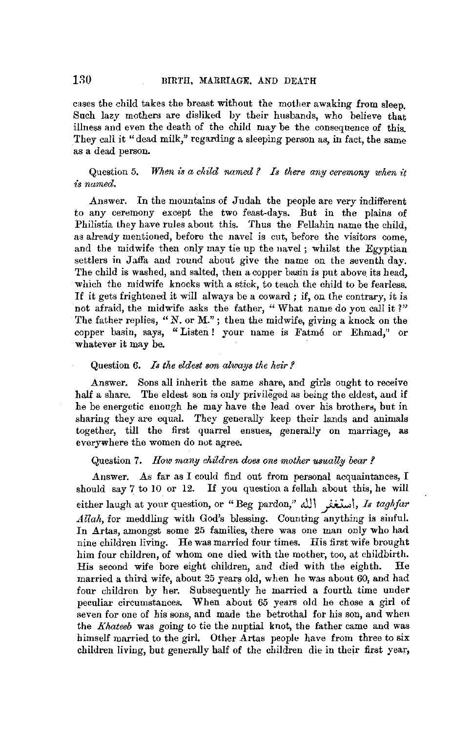cases the child takes the breast without the mother awaking from sleep. Such lazy mothers are disliked by their husbands, who believe that illness and even the death of the child may be the consequence of this. They call it "dead milk," regarding a sleeping person as, in fact, the same as a dead person.

Question 5. *When is a child named? Is there any ceremony when it is named.*

Answer. In the mountains of Judah the people are very indifferent to any ceremony except the two feast-days. But in the plains of Philistia they have rules about this. Thus the Fellahin name the child, as already mentioned, before the navel is cut, before the visitors come, and the midwife then only may tie up the navel; whilst the Egyptian settlers in Jaffa and round about give the name on the seventh day. The child is washed, and salted, then a copper basin is put above its head, which the midwife knocks with a stick, to teach the child to be fearless. If it gets frightened it will always be a coward; if, on the contrary, it is not afraid, the midwife asks the father, "What name do you call it?" The father replies, "N. or M."; then the midwife, giving a knock on the copper basin, says, "Listen! your name is Fatmé or Ehmad," or whatever it may be.

Question 6. *Is the eldest son always the heir?*

Answer. Sons all inherit the same share, and girls ought to receive half a share. The eldest son is only privilēged as being the eldest, and if he be energetic enough he may have the lead over his brothers, but in sharing they are equal. They generally keep their lands and animals together, till the first quarrel ensues, generally on marriage, as everywhere the women do not agree.

Question 7. *How many children does one mother usually bear?*

Answer. As far as I could find out from personal acquaintances, I should say 7 to 10 or 12. If you question a fellah about this, he will either laugh at your question, or "Beg pardon," استغفر الله, *Is taghfar Allah*, for meddling with God's blessing. Counting anything is sinful. In Artas, amongst some 25 families, there was one man only who had nine children living. He was married four times. His first wife brought him four children, of whom one died with the mother, too, at childbirth. His second wife bore eight children, and died with the eighth. He married a third wife, about 25 years old, when he was about 60, and had four children by her. Subsequently he married a fourth time under peculiar circumstances. When about 65 years old he chose a girl of seven for one of his sons, and made the betrothal for his son, and when the *Khateeb* was going to tie the nuptial knot, the father came and was himself married to the girl. Other Artas people have from three to six children living, but generally half of the children die in their first year,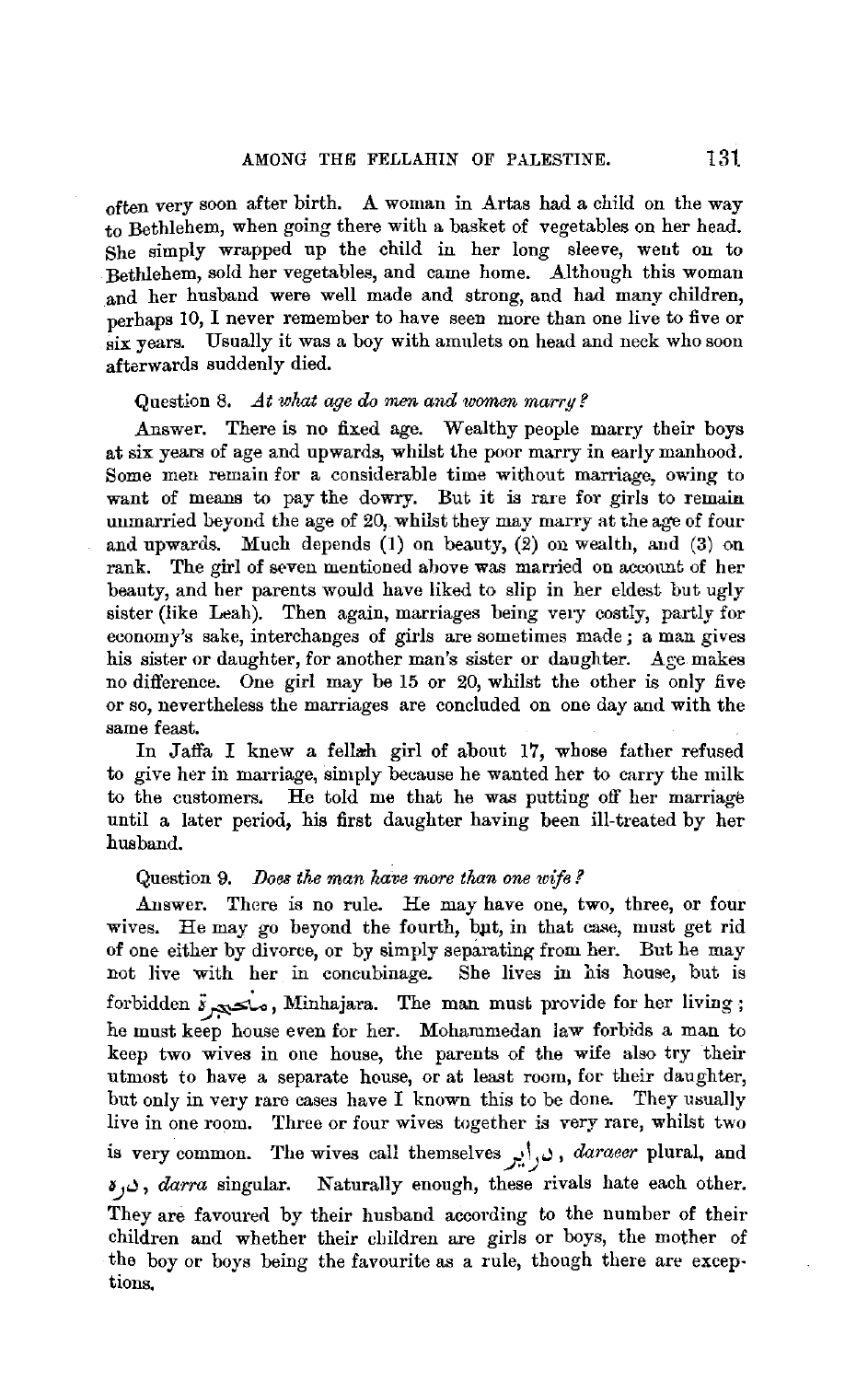often very soon after birth. A woman in Artas had a child on the way to Bethlehem, when going there with a basket of vegetables on her head. She simply wrapped up the child in her long sleeve, went on to Bethlehem, sold her vegetables, and came home. Although this woman and her husband were well made and strong, and had many children, perhaps 10, I never remember to have seen more than one live to five or six years. Usually it was a boy with amulets on head and neck who soon afterwards suddenly died.

Question 8. *At what age do men and women marry?*

Answer. There is no fixed age. Wealthy people marry their boys at six years of age and upwards, whilst the poor marry in early manhood. Some men remain for a considerable time without marriage, owing to want of means to pay the dowry. But it is rare for girls to remain unmarried beyond the age of 20, whilst they may marry at the age of four and upwards. Much depends (1) on beauty, (2) on wealth, and (3) on rank. The girl of seven mentioned above was married on account of her beauty, and her parents would have liked to slip in her eldest but ugly sister (like Leah). Then again, marriages being very costly, partly for economy's sake, interchanges of girls are sometimes made; a man gives his sister or daughter, for another man's sister or daughter. Age makes no difference. One girl may be 15 or 20, whilst the other is only five or so, nevertheless the marriages are concluded on one day and with the same feast.

In Jaffa I knew a fellah girl of about 17, whose father refused to give her in marriage, simply because he wanted her to carry the milk to the customers. He told me that he was putting off her marriage until a later period, his first daughter having been ill-treated by her husband.

Question 9. *Does the man have more than one wife?*

Answer. There is no rule. He may have one, two, three, or four wives. He may go beyond the fourth, but, in that case, must get rid of one either by divorce, or by simply separating from her. But he may not live with her in concubinage. She lives in his house, but is forbidden مهجرة, Minhajara. The man must provide for her living; he must keep house even for her. Mohammedan law forbids a man to keep two wives in one house, the parents of the wife also try their utmost to have a separate house, or at least room, for their daughter, but only in very rare cases have I known this to be done. They usually live in one room. Three or four wives together is very rare, whilst two is very common. The wives call themselves درائر, *daraeer* plural, and درة, *darra* singular. Naturally enough, these rivals hate each other. They are favoured by their husband according to the number of their children and whether their children are girls or boys, the mother of the boy or boys being the favourite as a rule, though there are exceptions.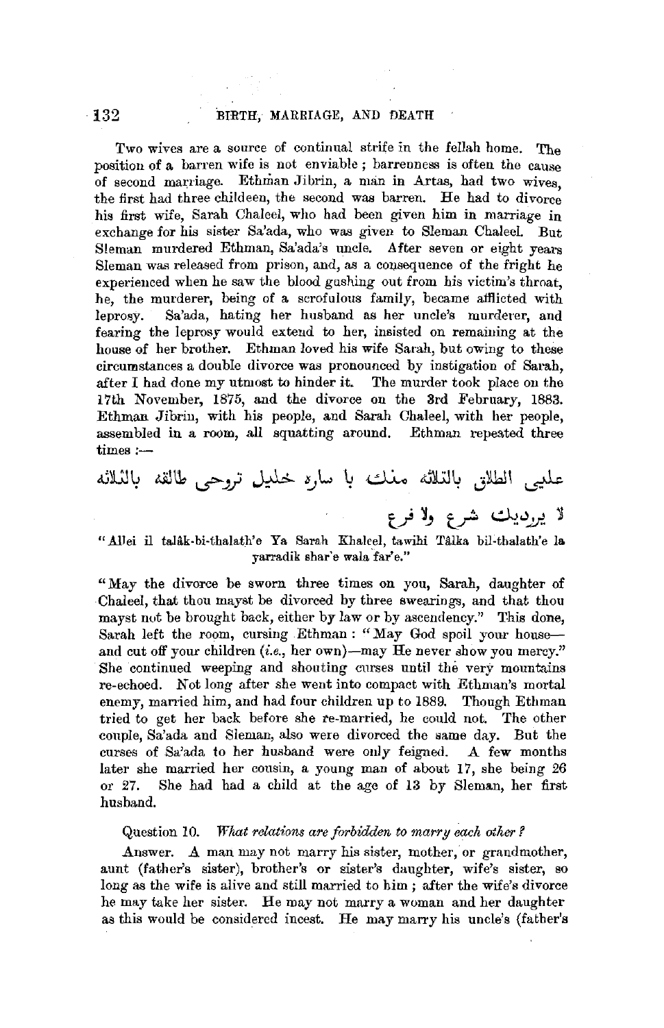Two wives are a source of continual strife in the fellah home. The position of a barren wife is not enviable; barrenness is often the cause of second marriage. Ethman Jibrin, a man in Artas, had two wives, the first had three childeen, the second was barren. He had to divorce his first wife, Sarah Chaleel, who had been given him in marriage in exchange for his sister Sa'ada, who was given to Sleman Chaleel. But Sleman murdered Ethman, Sa'ada's uncle. After seven or eight years Sleman was released from prison, and, as a consequence of the fright he experienced when he saw the blood gushing out from his victim's throat, he, the murderer, being of a scrofulous family, became afflicted with leprosy. Sa'ada, hating her husband as her uncle's murderer, and fearing the leprosy would extend to her, insisted on remaining at the house of her brother. Ethman loved his wife Sarah, but owing to these circumstances a double divorce was pronounced by instigation of Sarah, after I had done my utmost to hinder it. The murder took place on the 17th November, 1875, and the divorce on the 3rd February, 1883. Ethman Jibrin, with his people, and Sarah Chaleel, with her people, assembled in a room, all squatting around. Ethman repeated three times:—

علي الطلاق بالثلاثه منك يا ساره خليل تروحي طالقه بالثلاثه
لا يرديك شرع ولا فرع

"Allei il talâk-bi-thalath'e Ya Sarah Khaleel, tawihi Tâlka bil-thalath'e la yarradik shar'e wala far'e."

"May the divorce be sworn three times on you, Sarah, daughter of Chaleel, that thou mayst be divorced by three swearings, and that thou mayst not be brought back, either by law or by ascendency." This done, Sarah left the room, cursing Ethman: "May God spoil your house—and cut off your children (*i.e.*, her own)—may He never show you mercy." She continued weeping and shouting curses until the very mountains re-echoed. Not long after she went into compact with Ethman's mortal enemy, married him, and had four children up to 1889. Though Ethman tried to get her back before she re-married, he could not. The other couple, Sa'ada and Sleman, also were divorced the same day. But the curses of Sa'ada to her husband were only feigned. A few months later she married her cousin, a young man of about 17, she being 26 or 27. She had had a child at the age of 13 by Sleman, her first husband.

Question 10. *What relations are forbidden to marry each other?*

Answer. A man may not marry his sister, mother, or grandmother, aunt (father's sister), brother's or sister's daughter, wife's sister, so long as the wife is alive and still married to him; after the wife's divorce he may take her sister. He may not marry a woman and her daughter as this would be considered incest. He may marry his uncle's (father's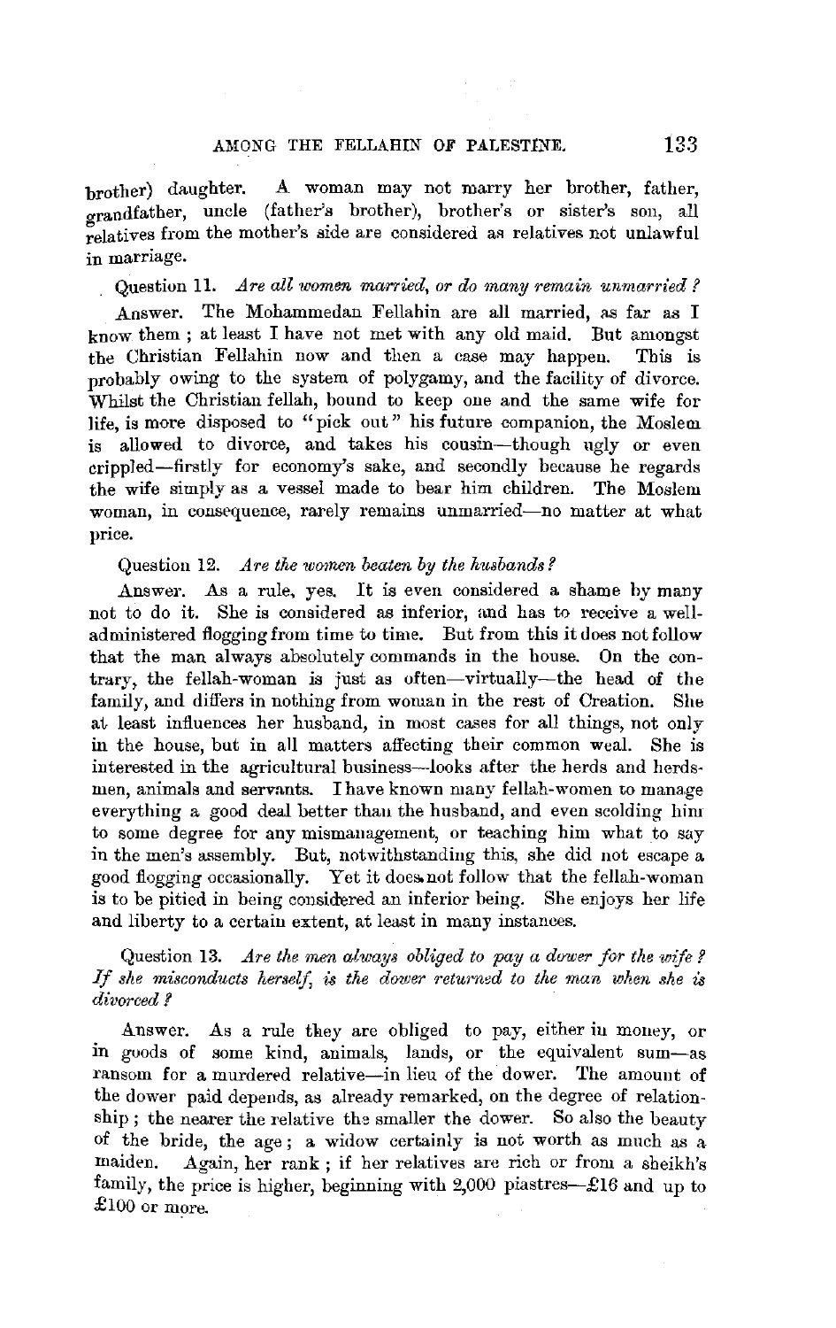brother) daughter. A woman may not marry her brother, father, grandfather, uncle (father's brother), brother's or sister's son, all relatives from the mother's side are considered as relatives not unlawful in marriage.

Question 11. *Are all women married, or do many remain unmarried?*

Answer. The Mohammedan Fellahin are all married, as far as I know them; at least I have not met with any old maid. But amongst the Christian Fellahin now and then a case may happen. This is probably owing to the system of polygamy, and the facility of divorce. Whilst the Christian fellah, bound to keep one and the same wife for life, is more disposed to "pick out" his future companion, the Moslem is allowed to divorce, and takes his cousin—though ugly or even crippled—firstly for economy's sake, and secondly because he regards the wife simply as a vessel made to bear him children. The Moslem woman, in consequence, rarely remains unmarried—no matter at what price.

Question 12. *Are the women beaten by the husbands?*

Answer. As a rule, yes. It is even considered a shame by many not to do it. She is considered as inferior, and has to receive a well-administered flogging from time to time. But from this it does not follow that the man always absolutely commands in the house. On the contrary, the fellah-woman is just as often—virtually—the head of the family, and differs in nothing from woman in the rest of Creation. She at least influences her husband, in most cases for all things, not only in the house, but in all matters affecting their common weal. She is interested in the agricultural business—looks after the herds and herdsmen, animals and servants. I have known many fellah-women to manage everything a good deal better than the husband, and even scolding him to some degree for any mismanagement, or teaching him what to say in the men's assembly. But, notwithstanding this, she did not escape a good flogging occasionally. Yet it does not follow that the fellah-woman is to be pitied in being considered an inferior being. She enjoys her life and liberty to a certain extent, at least in many instances.

Question 13. *Are the men always obliged to pay a dower for the wife? If she misconducts herself, is the dower returned to the man when she is divorced?*

Answer. As a rule they are obliged to pay, either in money, or in goods of some kind, animals, lands, or the equivalent sum—as ransom for a murdered relative—in lieu of the dower. The amount of the dower paid depends, as already remarked, on the degree of relationship; the nearer the relative the smaller the dower. So also the beauty of the bride, the age; a widow certainly is not worth as much as a maiden. Again, her rank; if her relatives are rich or from a sheikh's family, the price is higher, beginning with 2,000 piastres—£16 and up to £100 or more.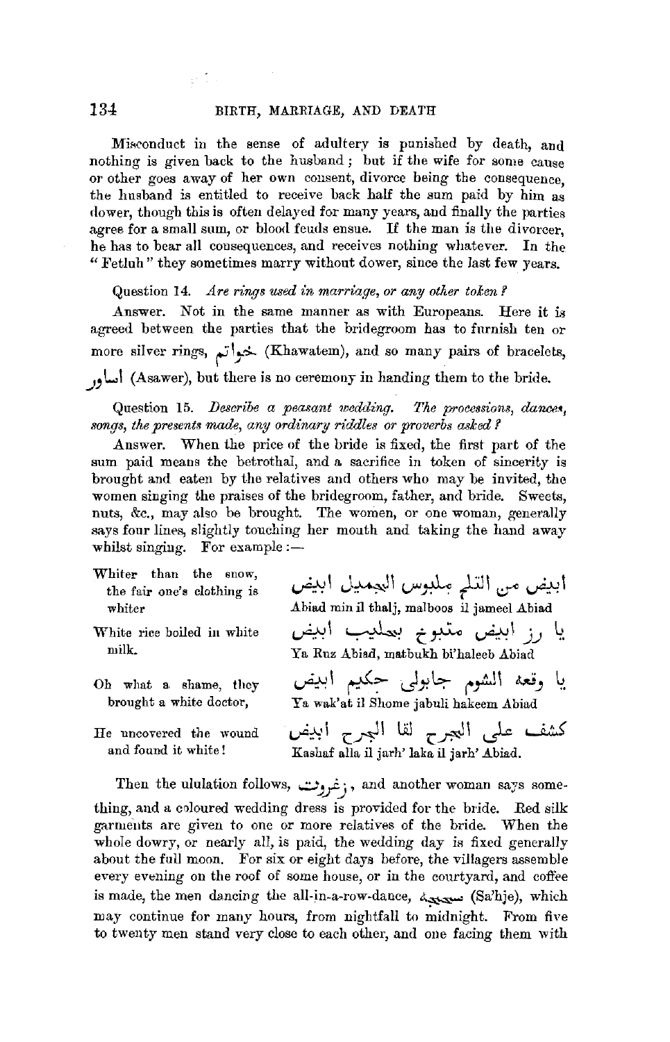Misconduct in the sense of adultery is punished by death, and nothing is given back to the husband; but if the wife for some cause or other goes away of her own consent, divorce being the consequence, the husband is entitled to receive back half the sum paid by him as dower, though this is often delayed for many years, and finally the parties agree for a small sum, or blood feuds ensue. If the man is the divorcer, he has to bear all consequences, and receives nothing whatever. In the "Fetluh" they sometimes marry without dower, since the last few years.

Question 14. *Are rings used in marriage, or any other token?*

Answer. Not in the same manner as with Europeans. Here it is agreed between the parties that the bridegroom has to furnish ten or more silver rings, خواتم (Khawatem), and so many pairs of bracelets, اساور (Asawer), but there is no ceremony in handing them to the bride.

Question 15. *Describe a peasant wedding. The processions, dances, songs, the presents made, any ordinary riddles or proverbs asked?*

Answer. When the price of the bride is fixed, the first part of the sum paid means the betrothal, and a sacrifice in token of sincerity is brought and eaten by the relatives and others who may be invited, the women singing the praises of the bridegroom, father, and bride. Sweets, nuts, &c., may also be brought. The women, or one woman, generally says four lines, slightly touching her mouth and taking the hand away whilst singing. For example:—

| | |
|---|---|
| Whiter than the snow, the fair one's clothing is whiter | ابيض من التلج ملبوس الجميل ابيض<br>Abiad min il thalj, malboos il jameel Abiad |
| White rice boiled in white milk. | يا رز ابيض متبوخ بحليب ابيض<br>Ya Ruz Abiad, matbukh bi'haleeb Abiad |
| Oh what a shame, they brought a white doctor, | يا وقعة الشوم جابولي حكيم ابيض<br>Ya wak'at il Shome jabuli hakeem Abiad |
| He uncovered the wound and found it white! | كشف على الجرح لقا الجرح ابيض<br>Kashaf alla il jarh' laka il jarh' Abiad. |

Then the ululation follows, زغروت, and another woman says something, and a coloured wedding dress is provided for the bride. Red silk garments are given to one or more relatives of the bride. When the whole dowry, or nearly all, is paid, the wedding day is fixed generally about the full moon. For six or eight days before, the villagers assemble every evening on the roof of some house, or in the courtyard, and coffee is made, the men dancing the all-in-a-row-dance, سحجة (Sa'hje), which may continue for many hours, from nightfall to midnight. From five to twenty men stand very close to each other, and one facing them with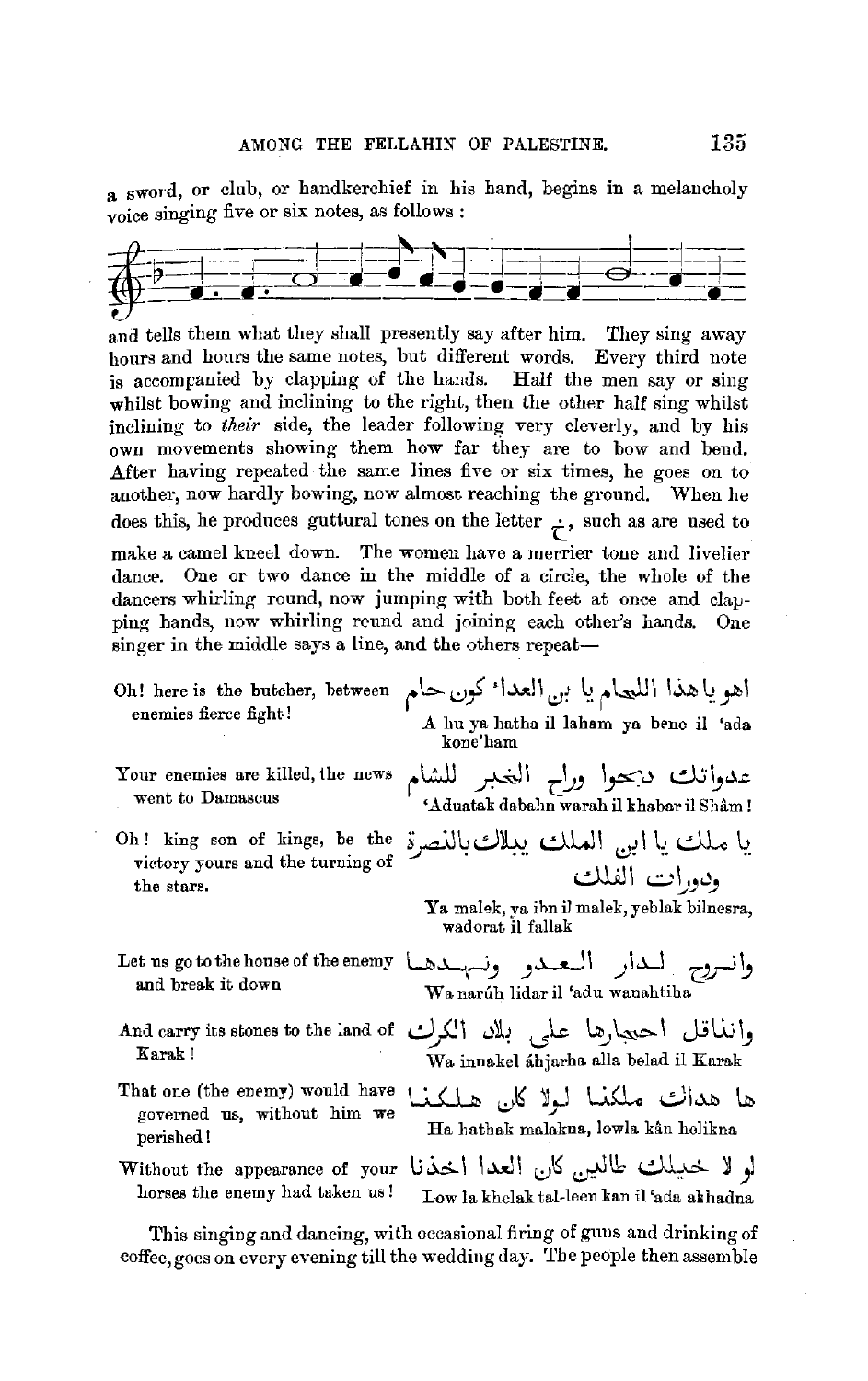a sword, or club, or handkerchief in his hand, begins in a melancholy voice singing five or six notes, as follows :

and tells them what they shall presently say after him. They sing away hours and hours the same notes, but different words. Every third note is accompanied by clapping of the hands. Half the men say or sing whilst bowing and inclining to the right, then the other half sing whilst inclining to *their* side, the leader following very cleverly, and by his own movements showing them how far they are to bow and bend. After having repeated the same lines five or six times, he goes on to another, now hardly bowing, now almost reaching the ground. When he does this, he produces guttural tones on the letter خ, such as are used to make a camel kneel down. The women have a merrier tone and livelier dance. One or two dance in the middle of a circle, the whole of the dancers whirling round, now jumping with both feet at once and clapping hands, now whirling round and joining each other's hands. One singer in the middle says a line, and the others repeat—

| | |
|---|---|
| Oh! here is the butcher, between enemies fierce fight! | اهو يا هذا اللحام يا بين العداء كون حام<br>A hu ya hatha il laham ya bene il 'ada kone'ham |
| Your enemies are killed, the news went to Damascus | عدواتك دبحوا وراح الخبر للشام<br>'Aduatak dabahn warah il khabar il Shâm ! |
| Oh! king son of kings, be the victory yours and the turning of the stars. | يا ملك يا ابن الملك يبلاك بالنصرة ودورات الفلك<br>Ya malek, ya ibn il malek, yeblak bilnesra, wadorat il fallak |
| Let us go to the house of the enemy and break it down | وانروح لدار العدو ونهدها<br>Wa narúh lidar il 'adu wanahtiha |
| And carry its stones to the land of Karak ! | وانناقل احجارها على بلاد الكرك<br>Wa innakel áhjarha alla belad il Karak |
| That one (the enemy) would have governed us, without him we perished ! | ها هداك ملكنا لولا كان هلكنا<br>Ha hathak malakna, lowla kân helikna |
| Without the appearance of your horses the enemy had taken us ! | لو لا خيلك طالين كان العدا اخذنا<br>Low la khelak tal-leen kan il 'ada akhadna |

This singing and dancing, with occasional firing of guns and drinking of coffee, goes on every evening till the wedding day. The people then assemble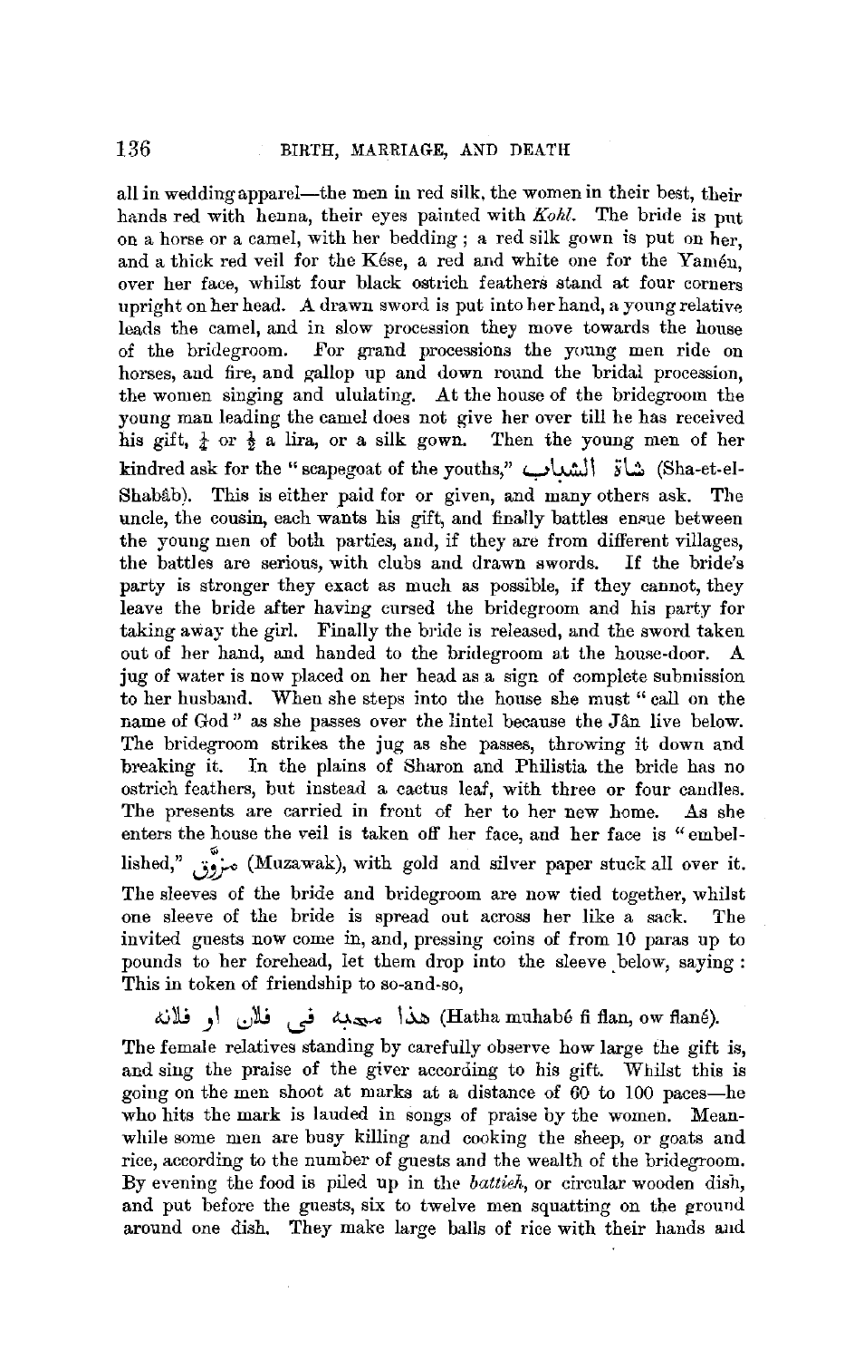all in wedding apparel—the men in red silk, the women in their best, their hands red with henna, their eyes painted with *Kohl*. The bride is put on a horse or a camel, with her bedding; a red silk gown is put on her, and a thick red veil for the Kése, a red and white one for the Yaméu, over her face, whilst four black ostrich feathers stand at four corners upright on her head. A drawn sword is put into her hand, a young relative leads the camel, and in slow procession they move towards the house of the bridegroom. For grand processions the young men ride on horses, and fire, and gallop up and down round the bridal procession, the women singing and ululating. At the house of the bridegroom the young man leading the camel does not give her over till he has received his gift, ¼ or ½ a lira, or a silk gown. Then the young men of her kindred ask for the "scapegoat of the youths," شاة الشباب (Sha-et-el-Shabâb). This is either paid for or given, and many others ask. The uncle, the cousin, each wants his gift, and finally battles ensue between the young men of both parties, and, if they are from different villages, the battles are serious, with clubs and drawn swords. If the bride's party is stronger they exact as much as possible, if they cannot, they leave the bride after having cursed the bridegroom and his party for taking away the girl. Finally the bride is released, and the sword taken out of her hand, and handed to the bridegroom at the house-door. A jug of water is now placed on her head as a sign of complete submission to her husband. When she steps into the house she must "call on the name of God" as she passes over the lintel because the Jân live below. The bridegroom strikes the jug as she passes, throwing it down and breaking it. In the plains of Sharon and Philistia the bride has no ostrich feathers, but instead a cactus leaf, with three or four candles. The presents are carried in front of her to her new home. As she enters the house the veil is taken off her face, and her face is "embellished," مزوّق (Muzawak), with gold and silver paper stuck all over it. The sleeves of the bride and bridegroom are now tied together, whilst one sleeve of the bride is spread out across her like a sack. The invited guests now come in, and, pressing coins of from 10 paras up to pounds to her forehead, let them drop into the sleeve below, saying: This in token of friendship to so-and-so,

هذا محبه في فلان او فلانه (Hatha muhabé fi flan, ow flané).

The female relatives standing by carefully observe how large the gift is, and sing the praise of the giver according to his gift. Whilst this is going on the men shoot at marks at a distance of 60 to 100 paces—he who hits the mark is lauded in songs of praise by the women. Meanwhile some men are busy killing and cooking the sheep, or goats and rice, according to the number of guests and the wealth of the bridegroom. By evening the food is piled up in the *battieh*, or circular wooden dish, and put before the guests, six to twelve men squatting on the ground around one dish. They make large balls of rice with their hands and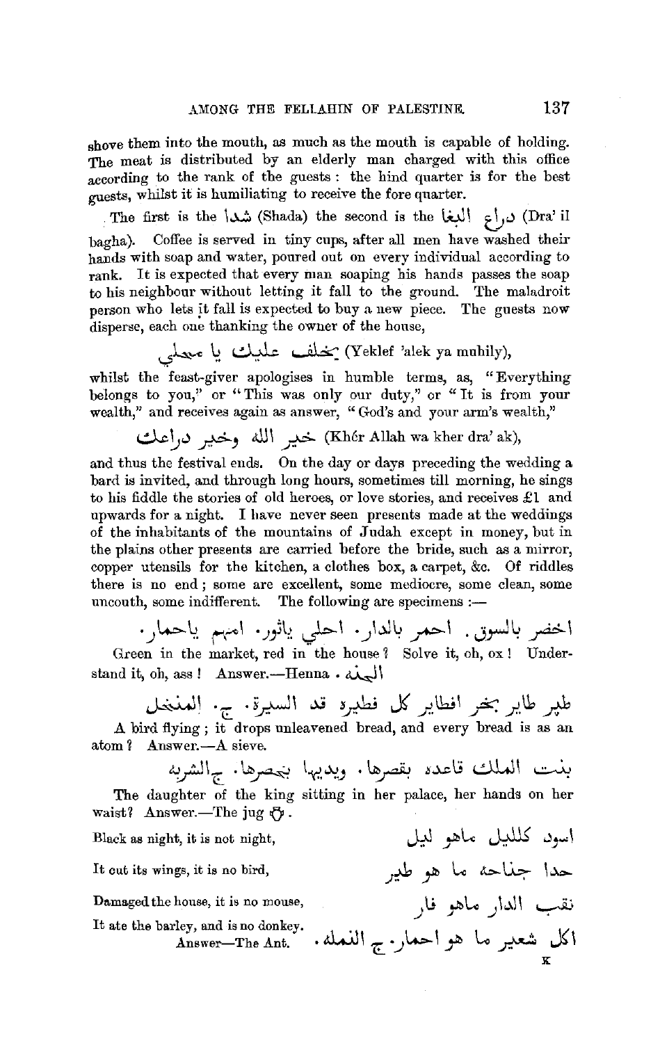shove them into the mouth, as much as the mouth is capable of holding. The meat is distributed by an elderly man charged with this office according to the rank of the guests: the hind quarter is for the best guests, whilst it is humiliating to receive the fore quarter.

The first is the شدا (Shada) the second is the دراع البغا (Dra' il bagha). Coffee is served in tiny cups, after all men have washed their hands with soap and water, poured out on every individual according to rank. It is expected that every man soaping his hands passes the soap to his neighbour without letting it fall to the ground. The maladroit person who lets it fall is expected to buy a new piece. The guests now disperse, each one thanking the owner of the house,

يخلف عليك يا محيلي (Yeklef 'alek ya muhily),

whilst the feast-giver apologises in humble terms, as, "Everything belongs to you," or "This was only our duty," or "It is from your wealth," and receives again as answer, "God's and your arm's wealth,"

خير الله وخير دراعك (Khér Allah wa kher dra' ak),

and thus the festival ends. On the day or days preceding the wedding a bard is invited, and through long hours, sometimes till morning, he sings to his fiddle the stories of old heroes, or love stories, and receives £1 and upwards for a night. I have never seen presents made at the weddings of the inhabitants of the mountains of Judah except in money, but in the plains other presents are carried before the bride, such as a mirror, copper utensils for the kitchen, a clothes box, a carpet, &c. Of riddles there is no end; some are excellent, some mediocre, some clean, some uncouth, some indifferent. The following are specimens:—

اخضر بالسوق. احمر بالدار. احلي ياثور. امهم ياحمار.

Green in the market, red in the house? Solve it, oh, ox! Understand it, oh, ass! Answer.—Henna. الحنه

طير طاير بخر افطاير كل فطيره قد السيرة. ج. المنخل

A bird flying; it drops unleavened bread, and every bread is as an atom? Answer.—A sieve.

بنت الملك قاعده بقصرها. ويديها بخصرها. ج الشربه

The daughter of the king sitting in her palace, her hands on her waist? Answer.—The jug.

| | |
|---|---|
| Black as night, it is not night, | اسود كالليل ماهو ليل |
| It cut its wings, it is no bird, | حدا جناحه ما هو طير |
| Damaged the house, it is no mouse, | نقب الدار ماهو فار |
| It ate the barley, and is no donkey. Answer—The Ant. | اكل شعير ما هو احمار. ج النمله. |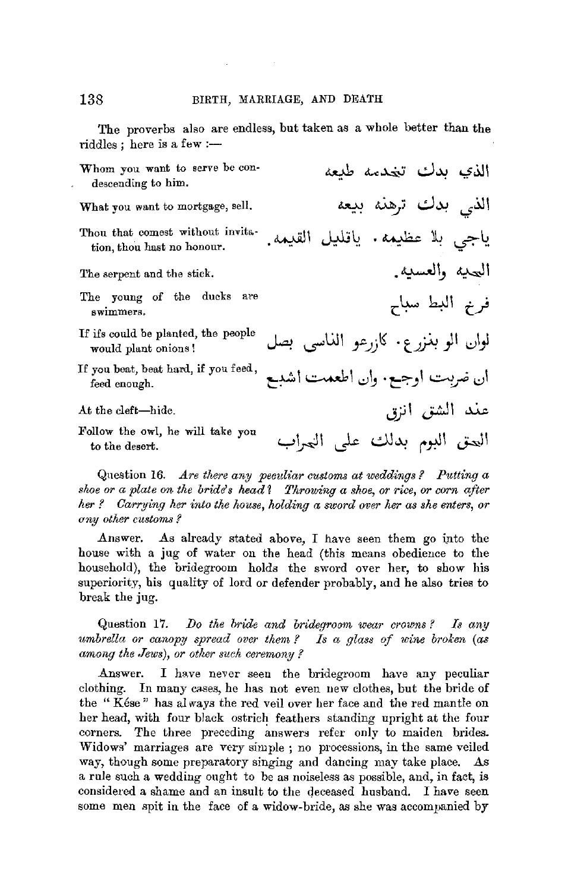The proverbs also are endless, but taken as a whole better than the riddles ; here is a few :—

| | |
|---|---|
| Whom you want to serve be condescending to him. | الذي بدك تخدمه طيعه |
| What you want to mortgage, sell. | الذي بدك ترهنه بيعه |
| Thou that comest without invitation, thou hast no honour. | ياجي بلا عظيمه . ياقليل القيمه. |
| The serpent and the stick. | الحيه والعسيه. |
| The young of the ducks are swimmers. | فرخ البط سباح |
| If ifs could be planted, the people would plant onions! | لوان الو بنزرع . كازرعو الناسي بصل |
| If you beat, beat hard, if you feed, feed enough. | ان ضربت اوجع . وان اطعمت اشبع |
| At the cleft—hide. | عند الشق انزق |
| Follow the owl, he will take you to the desert. | الحق البوم بدلك على الخراب |

Question 16. *Are there any peculiar customs at weddings? Putting a shoe or a plate on the bride's head? Throwing a shoe, or rice, or corn after her? Carrying her into the house, holding a sword over her as she enters, or any other customs?*

Answer. As already stated above, I have seen them go into the house with a jug of water on the head (this means obedience to the household), the bridegroom holds the sword over her, to show his superiority, his quality of lord or defender probably, and he also tries to break the jug.

Question 17. *Do the bride and bridegroom wear crowns? Is any umbrella or canopy spread over them? Is a glass of wine broken (as among the Jews), or other such ceremony?*

Answer. I have never seen the bridegroom have any peculiar clothing. In many cases, he has not even new clothes, but the bride of the "Kése" has always the red veil over her face and the red mantle on her head, with four black ostrich feathers standing upright at the four corners. The three preceding answers refer only to maiden brides. Widows' marriages are very simple ; no processions, in the same veiled way, though some preparatory singing and dancing may take place. As a rule such a wedding ought to be as noiseless as possible, and, in fact, is considered a shame and an insult to the deceased husband. I have seen some men spit in the face of a widow-bride, as she was accompanied by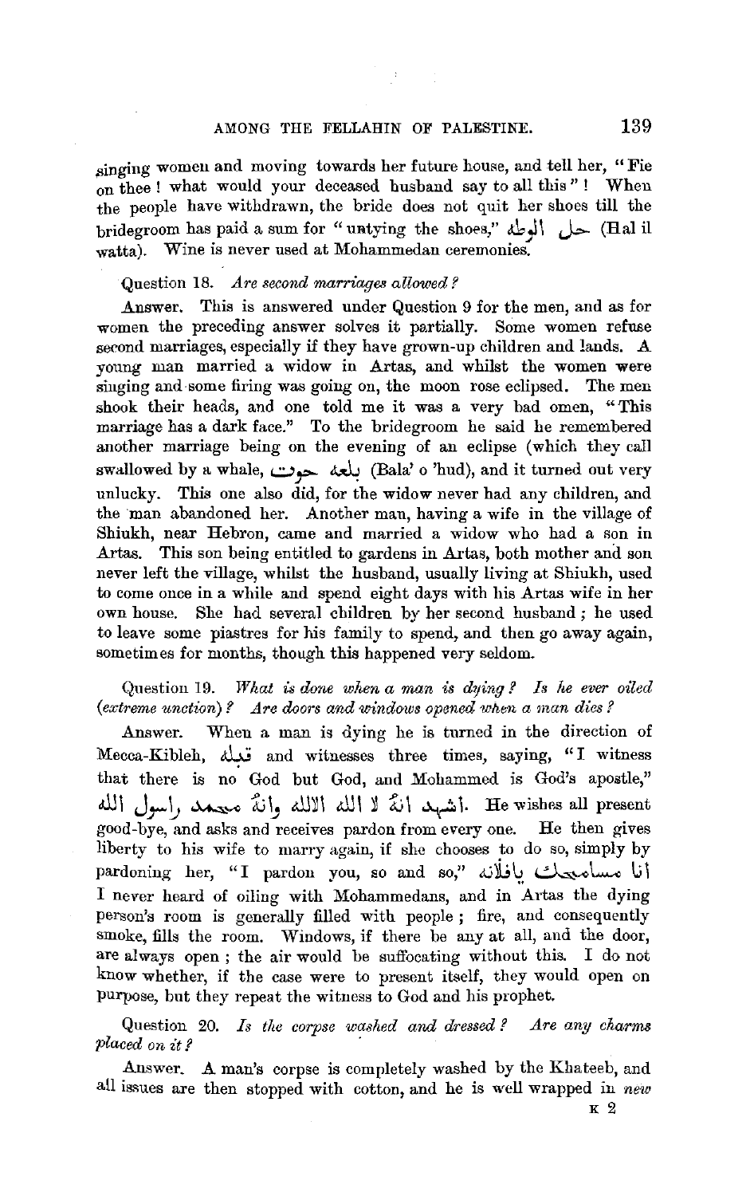singing women and moving towards her future house, and tell her, "Fie on thee! what would your deceased husband say to all this"! When the people have withdrawn, the bride does not quit her shoes till the bridegroom has paid a sum for "untying the shoes," حل الوطة (Hal il watta). Wine is never used at Mohammedan ceremonies.

Question 18. *Are second marriages allowed?*

Answer. This is answered under Question 9 for the men, and as for women the preceding answer solves it partially. Some women refuse second marriages, especially if they have grown-up children and lands. A young man married a widow in Artas, and whilst the women were singing and some firing was going on, the moon rose eclipsed. The men shook their heads, and one told me it was a very bad omen, "This marriage has a dark face." To the bridegroom he said he remembered another marriage being on the evening of an eclipse (which they call swallowed by a whale, بلعه حوت (Bala' o 'hud), and it turned out very unlucky. This one also did, for the widow never had any children, and the man abandoned her. Another man, having a wife in the village of Shiukh, near Hebron, came and married a widow who had a son in Artas. This son being entitled to gardens in Artas, both mother and son never left the village, whilst the husband, usually living at Shiukh, used to come once in a while and spend eight days with his Artas wife in her own house. She had several children by her second husband; he used to leave some piastres for his family to spend, and then go away again, sometimes for months, though this happened very seldom.

Question 19. *What is done when a man is dying? Is he ever oiled (extreme unction)? Are doors and windows opened when a man dies?*

Answer. When a man is dying he is turned in the direction of Mecca-Kibleh, قبلة and witnesses three times, saying, "I witness that there is no God but God, and Mohammed is God's apostle," اشهد انه لا الله الاالله وانه محمد رسول الله. He wishes all present good-bye, and asks and receives pardon from every one. He then gives liberty to his wife to marry again, if she chooses to do so, simply by pardoning her, "I pardon you, so and so," انا مسامحك يافلانه I never heard of oiling with Mohammedans, and in Artas the dying person's room is generally filled with people; fire, and consequently smoke, fills the room. Windows, if there be any at all, and the door, are always open; the air would be suffocating without this. I do not know whether, if the case were to present itself, they would open on purpose, but they repeat the witness to God and his prophet.

Question 20. *Is the corpse washed and dressed? Are any charms placed on it?*

Answer. A man's corpse is completely washed by the Khateeb, and all issues are then stopped with cotton, and he is well wrapped in *new*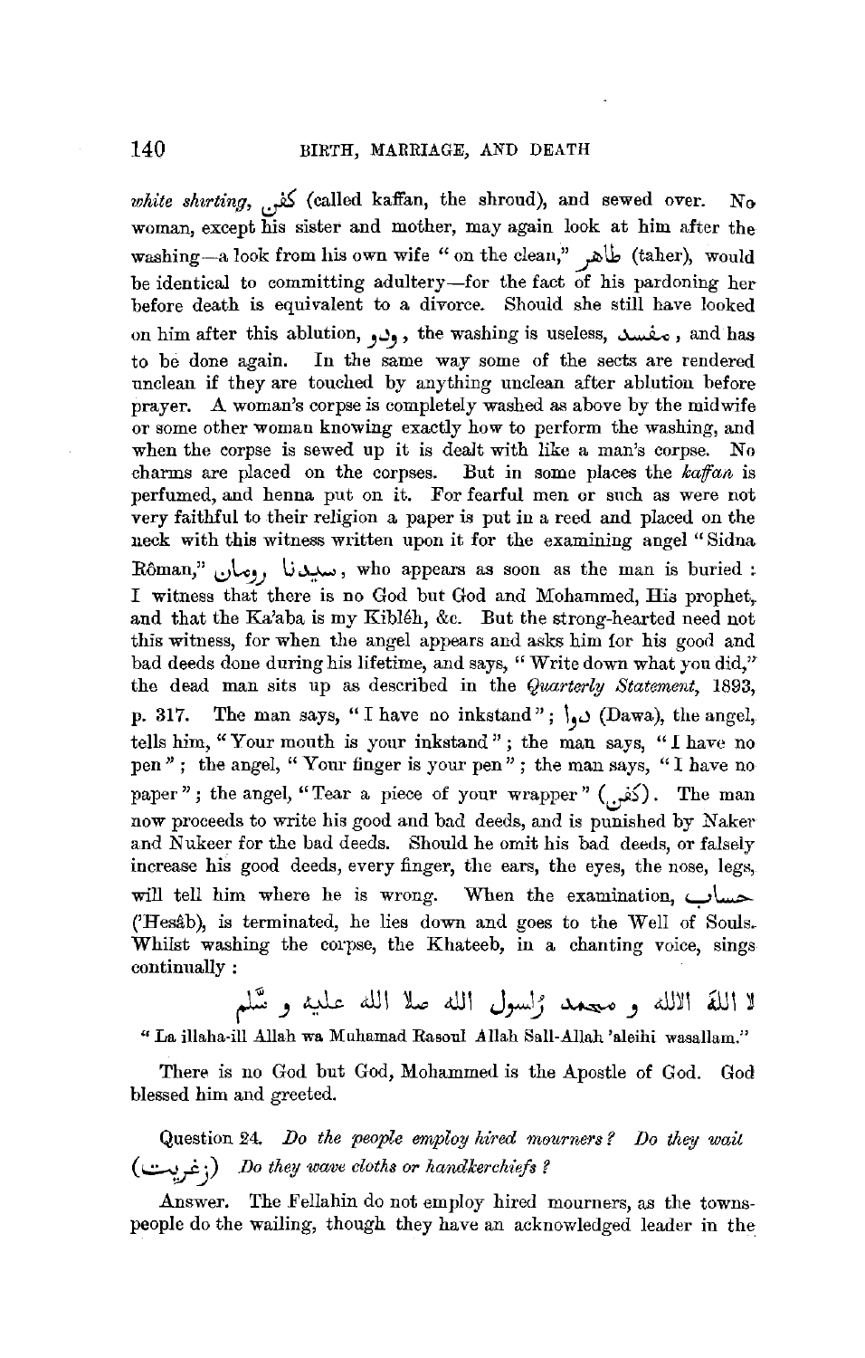*white shirting,* كفن (called kaffan, the shroud), and sewed over. No woman, except his sister and mother, may again look at him after the washing—a look from his own wife "on the clean," طاهر (taher), would be identical to committing adultery—for the fact of his pardoning her before death is equivalent to a divorce. Should she still have looked on him after this ablution, ودو, the washing is useless, مفسد, and has to be done again. In the same way some of the sects are rendered unclean if they are touched by anything unclean after ablution before prayer. A woman's corpse is completely washed as above by the midwife or some other woman knowing exactly how to perform the washing, and when the corpse is sewed up it is dealt with like a man's corpse. No charms are placed on the corpses. But in some places the *kaffan* is perfumed, and henna put on it. For fearful men or such as were not very faithful to their religion a paper is put in a reed and placed on the neck with this witness written upon it for the examining angel "Sidna Rôman," سيدنا رومان, who appears as soon as the man is buried: I witness that there is no God but God and Mohammed, His prophet, and that the Ka'aba is my Kibléh, &c. But the strong-hearted need not this witness, for when the angel appears and asks him for his good and bad deeds done during his lifetime, and says, "Write down what you did," the dead man sits up as described in the *Quarterly Statement*, 1893, p. 317. The man says, "I have no inkstand"; دوا (Dawa), the angel, tells him, "Your mouth is your inkstand"; the man says, "I have no pen"; the angel, "Your finger is your pen"; the man says, "I have no paper"; the angel, "Tear a piece of your wrapper" (كفن). The man now proceeds to write his good and bad deeds, and is punished by Naker and Nukeer for the bad deeds. Should he omit his bad deeds, or falsely increase his good deeds, every finger, the ears, the eyes, the nose, legs, will tell him where he is wrong. When the examination, حساب ('Hesâb), is terminated, he lies down and goes to the Well of Souls. Whilst washing the corpse, the Khateeb, in a chanting voice, sings continually:

لا اللة الاالله و محمد رسول الله صلا الله عليه و سلم

"La illaha-ill Allah wa Muhamad Rasoul Allah Sall-Allah 'aleihi wasallam."

There is no God but God, Mohammed is the Apostle of God. God blessed him and greeted.

Question 24. *Do the people employ hired mourners? Do they wail* (زغريت) *Do they wave cloths or handkerchiefs?*

Answer. The Fellahin do not employ hired mourners, as the townspeople do the wailing, though they have an acknowledged leader in the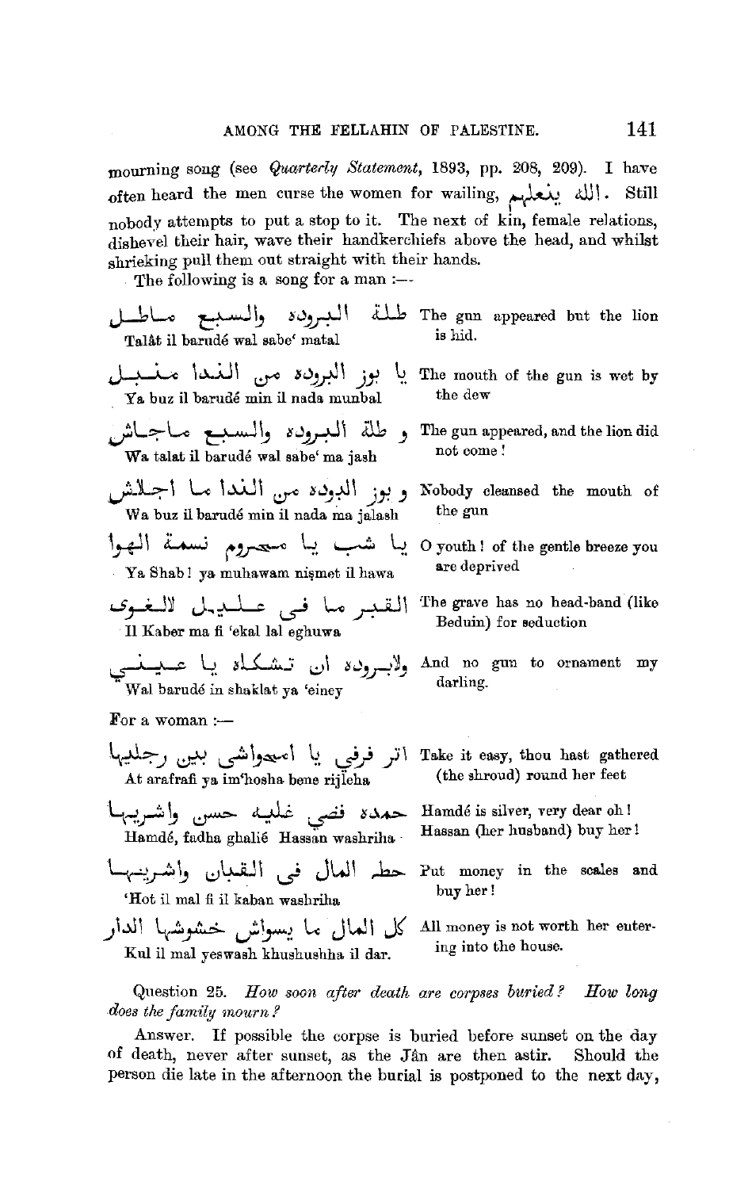mourning song (see *Quarterly Statement*, 1893, pp. 208, 209). I have often heard the men curse the women for wailing, الله ينعلهم. Still nobody attempts to put a stop to it. The next of kin, female relations, dishevel their hair, wave their handkerchiefs above the head, and whilst shrieking pull them out straight with their hands.

The following is a song for a man :—

| | |
|---|---|
| طلة البروده والسبع ماطل<br>Talât il barudé wal sabe' matal | The gun appeared but the lion is hid. |
| يا بوز البروده من الندا منبل<br>Ya buz il barudé min il nada munbal | The mouth of the gun is wet by the dew |
| و طلة البروده والسبع ماجاش<br>Wa talat il barudé wal sabe' ma jash | The gun appeared, and the lion did not come ! |
| و بوز البروده من الندا ما اجلاش<br>Wa buz il barudé min il nada ma jalash | Nobody cleansed the mouth of the gun |
| يا شب يا محروم نسمة الهوا<br>Ya Shab ! ya muhawam niṣmet il hawa | O youth ! of the gentle breeze you are deprived |
| القبر ما فى عليل لالغوى<br>Il Kaber ma fi 'ekal lal eghuwa | The grave has no head-band (like Beduin) for seduction |
| ولابروده ان تشكله يا عيني<br>Wal barudé in shaklat ya 'einey | And no gun to ornament my darling. |

For a woman :—

| | |
|---|---|
| اتر فرفي يا امحواشي بين رجليها<br>At arafrafi ya im'hosha bene rijleha | Take it easy, thou hast gathered (the shroud) round her feet |
| حمده فضي غليه حسن واشريها<br>Hamdé, fadha ghalié Hassan washriha | Hamdé is silver, very dear oh ! Hassan (her husband) buy her ! |
| حط المال فى القبان واشريها<br>'Hot il mal fi il kaban washriha | Put money in the scales and buy her ! |
| كل المال ما يسواش خشوشها الدار<br>Kul il mal yeswash khushushha il dar. | All money is not worth her entering into the house. |

Question 25. *How soon after death are corpses buried? How long does the family mourn?*

Answer. If possible the corpse is buried before sunset on the day of death, never after sunset, as the Jân are then astir. Should the person die late in the afternoon the burial is postponed to the next day,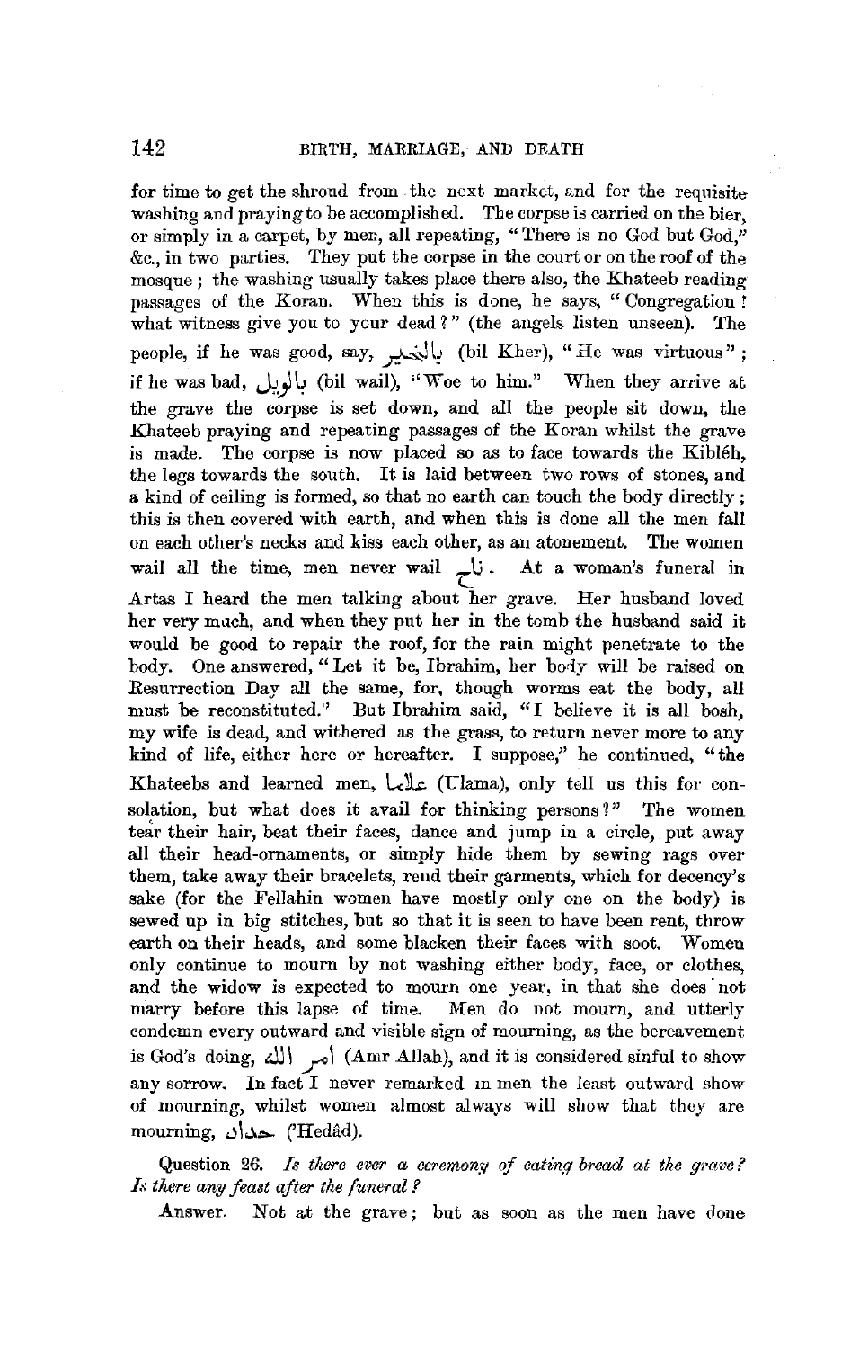for time to get the shroud from the next market, and for the requisite washing and praying to be accomplished. The corpse is carried on the bier, or simply in a carpet, by men, all repeating, "There is no God but God," &c., in two parties. They put the corpse in the court or on the roof of the mosque; the washing usually takes place there also, the Khateeb reading passages of the Koran. When this is done, he says, "Congregation! what witness give you to your dead?" (the angels listen unseen). The people, if he was good, say, بالخير (bil Kher), "He was virtuous"; if he was bad, بالويل (bil wail), "Woe to him." When they arrive at the grave the corpse is set down, and all the people sit down, the Khateeb praying and repeating passages of the Koran whilst the grave is made. The corpse is now placed so as to face towards the Kibléh, the legs towards the south. It is laid between two rows of stones, and a kind of ceiling is formed, so that no earth can touch the body directly; this is then covered with earth, and when this is done all the men fall on each other's necks and kiss each other, as an atonement. The women wail all the time, men never wail ناح. At a woman's funeral in Artas I heard the men talking about her grave. Her husband loved her very much, and when they put her in the tomb the husband said it would be good to repair the roof, for the rain might penetrate to the body. One answered, "Let it be, Ibrahim, her body will be raised on Resurrection Day all the same, for, though worms eat the body, all must be reconstituted." But Ibrahim said, "I believe it is all bosh, my wife is dead, and withered as the grass, to return never more to any kind of life, either here or hereafter. I suppose," he continued, "the Khateebs and learned men, علما (Ulama), only tell us this for consolation, but what does it avail for thinking persons?" The women tear their hair, beat their faces, dance and jump in a circle, put away all their head-ornaments, or simply hide them by sewing rags over them, take away their bracelets, rend their garments, which for decency's sake (for the Fellahin women have mostly only one on the body) is sewed up in big stitches, but so that it is seen to have been rent, throw earth on their heads, and some blacken their faces with soot. Women only continue to mourn by not washing either body, face, or clothes, and the widow is expected to mourn one year, in that she does not marry before this lapse of time. Men do not mourn, and utterly condemn every outward and visible sign of mourning, as the bereavement is God's doing, امر الله (Amr Allah), and it is considered sinful to show any sorrow. In fact I never remarked in men the least outward show of mourning, whilst women almost always will show that they are mourning, حداد ('Hedâd).

Question 26. *Is there ever a ceremony of eating bread at the grave? Is there any feast after the funeral?*

Answer. Not at the grave; but as soon as the men have done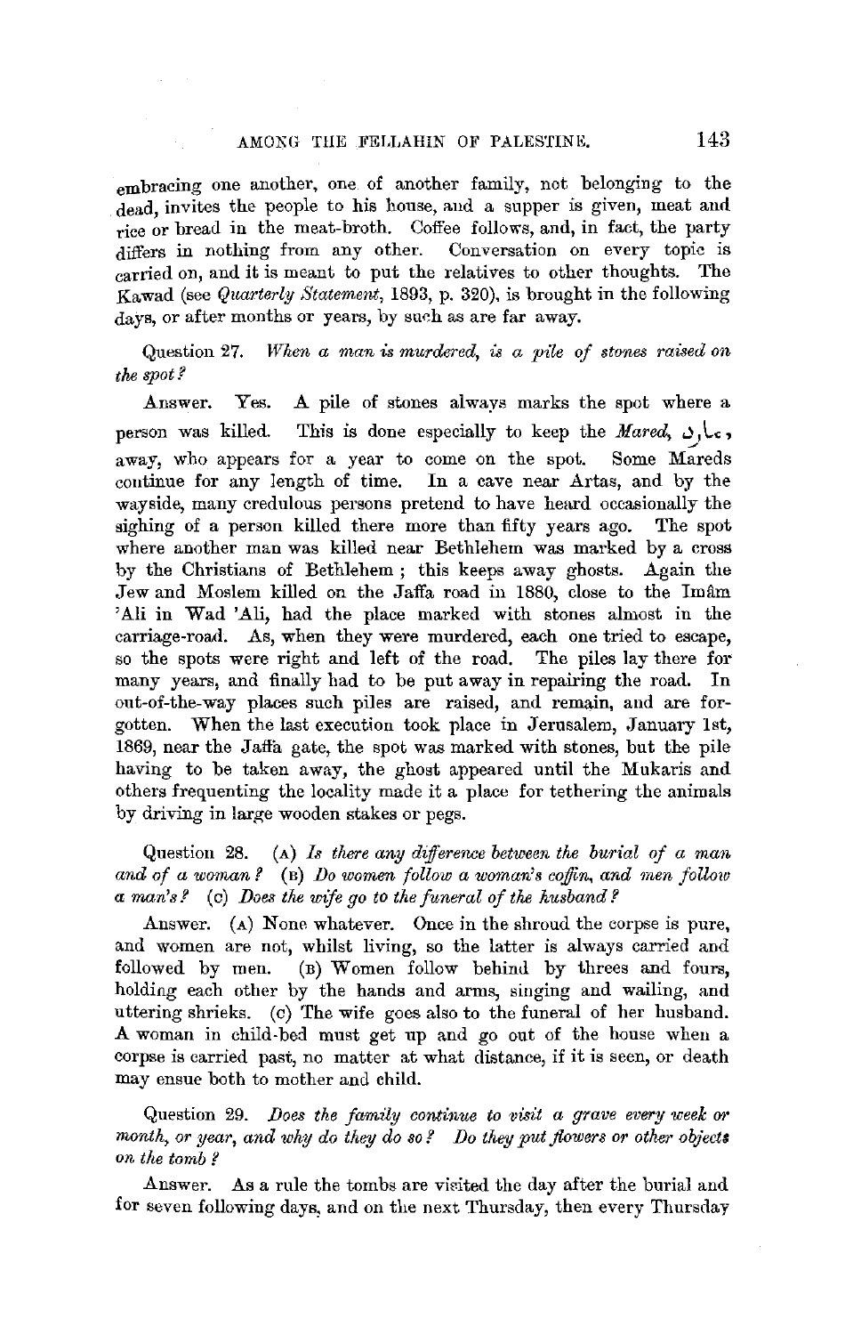embracing one another, one of another family, not belonging to the dead, invites the people to his house, and a supper is given, meat and rice or bread in the meat-broth. Coffee follows, and, in fact, the party differs in nothing from any other. Conversation on every topic is carried on, and it is meant to put the relatives to other thoughts. The Kawad (see *Quarterly Statement*, 1893, p. 320), is brought in the following days, or after months or years, by such as are far away.

Question 27. *When a man is murdered, is a pile of stones raised on the spot?*

Answer. Yes. A pile of stones always marks the spot where a person was killed. This is done especially to keep the *Mared*, مارد, away, who appears for a year to come on the spot. Some Mareds continue for any length of time. In a cave near Artas, and by the wayside, many credulous persons pretend to have heard occasionally the sighing of a person killed there more than fifty years ago. The spot where another man was killed near Bethlehem was marked by a cross by the Christians of Bethlehem; this keeps away ghosts. Again the Jew and Moslem killed on the Jaffa road in 1880, close to the Imâm 'Ali in Wad 'Ali, had the place marked with stones almost in the carriage-road. As, when they were murdered, each one tried to escape, so the spots were right and left of the road. The piles lay there for many years, and finally had to be put away in repairing the road. In out-of-the-way places such piles are raised, and remain, and are forgotten. When the last execution took place in Jerusalem, January 1st, 1869, near the Jaffa gate, the spot was marked with stones, but the pile having to be taken away, the ghost appeared until the Mukaris and others frequenting the locality made it a place for tethering the animals by driving in large wooden stakes or pegs.

Question 28. (A) *Is there any difference between the burial of a man and of a woman?* (B) *Do women follow a woman's coffin, and men follow a man's?* (C) *Does the wife go to the funeral of the husband?*

Answer. (A) None whatever. Once in the shroud the corpse is pure, and women are not, whilst living, so the latter is always carried and followed by men. (B) Women follow behind by threes and fours, holding each other by the hands and arms, singing and wailing, and uttering shrieks. (C) The wife goes also to the funeral of her husband. A woman in child-bed must get up and go out of the house when a corpse is carried past, no matter at what distance, if it is seen, or death may ensue both to mother and child.

Question 29. *Does the family continue to visit a grave every week or month, or year, and why do they do so? Do they put flowers or other objects on the tomb?*

Answer. As a rule the tombs are visited the day after the burial and for seven following days, and on the next Thursday, then every Thursday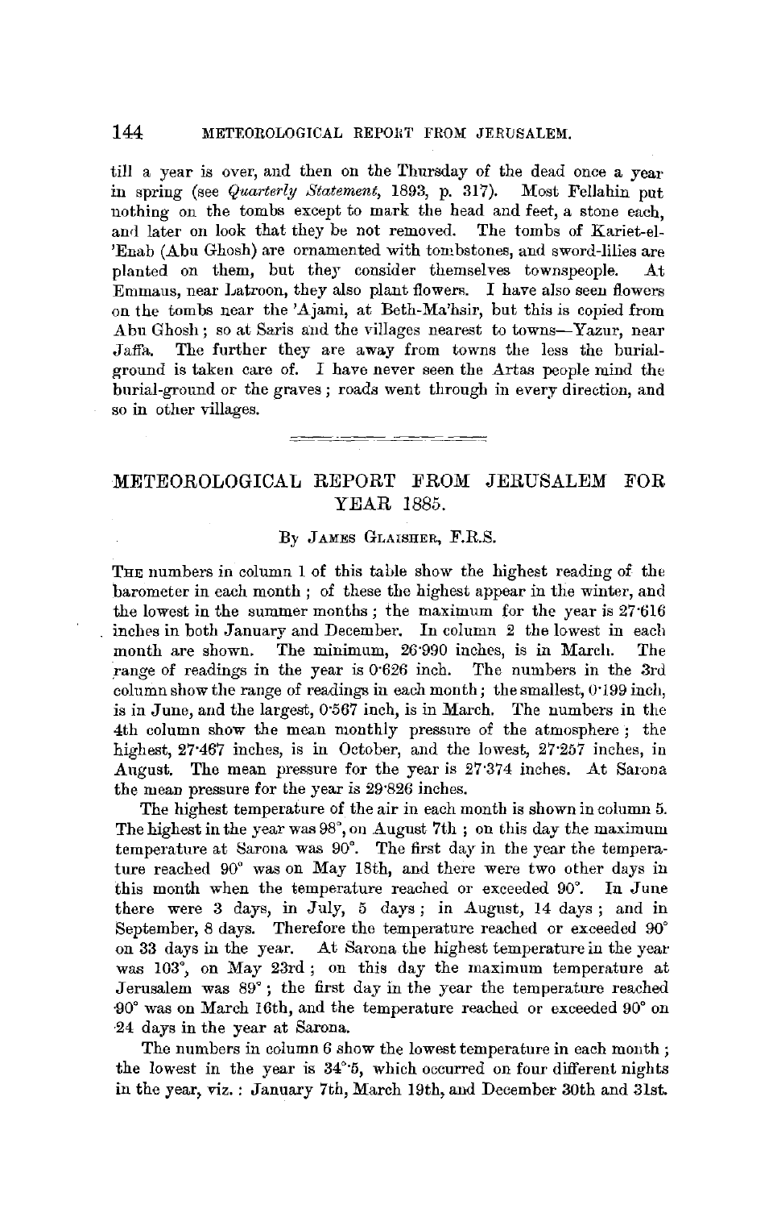till a year is over, and then on the Thursday of the dead once a year in spring (see *Quarterly Statement*, 1893, p. 317). Most Fellahin put nothing on the tombs except to mark the head and feet, a stone each, and later on look that they be not removed. The tombs of Kariet-el-'Enab (Abu Ghosh) are ornamented with tombstones, and sword-lilies are planted on them, but they consider themselves townspeople. At Emmaus, near Latroon, they also plant flowers. I have also seen flowers on the tombs near the 'Ajami, at Beth-Ma'hsir, but this is copied from Abu Ghosh; so at Saris and the villages nearest to towns—Yazur, near Jaffa. The further they are away from towns the less the burial-ground is taken care of. I have never seen the Artas people mind the burial-ground or the graves; roads went through in every direction, and so in other villages.

## METEOROLOGICAL REPORT FROM JERUSALEM FOR YEAR 1885.

By James Glaisher, F.R.S.

The numbers in column 1 of this table show the highest reading of the barometer in each month; of these the highest appear in the winter, and the lowest in the summer months; the maximum for the year is 27·616 inches in both January and December. In column 2 the lowest in each month are shown. The minimum, 26·990 inches, is in March. The range of readings in the year is 0·626 inch. The numbers in the 3rd column show the range of readings in each month; the smallest, 0·199 inch, is in June, and the largest, 0·567 inch, is in March. The numbers in the 4th column show the mean monthly pressure of the atmosphere; the highest, 27·467 inches, is in October, and the lowest, 27·257 inches, in August. The mean pressure for the year is 27·374 inches. At Sarona the mean pressure for the year is 29·826 inches.

The highest temperature of the air in each month is shown in column 5. The highest in the year was 98°, on August 7th; on this day the maximum temperature at Sarona was 90°. The first day in the year the temperature reached 90° was on May 18th, and there were two other days in this month when the temperature reached or exceeded 90°. In June there were 3 days, in July, 5 days; in August, 14 days; and in September, 8 days. Therefore the temperature reached or exceeded 90° on 33 days in the year. At Sarona the highest temperature in the year was 103°, on May 23rd; on this day the maximum temperature at Jerusalem was 89°; the first day in the year the temperature reached 90° was on March 16th, and the temperature reached or exceeded 90° on 24 days in the year at Sarona.

The numbers in column 6 show the lowest temperature in each month; the lowest in the year is 34°·5, which occurred on four different nights in the year, viz.: January 7th, March 19th, and December 30th and 31st.